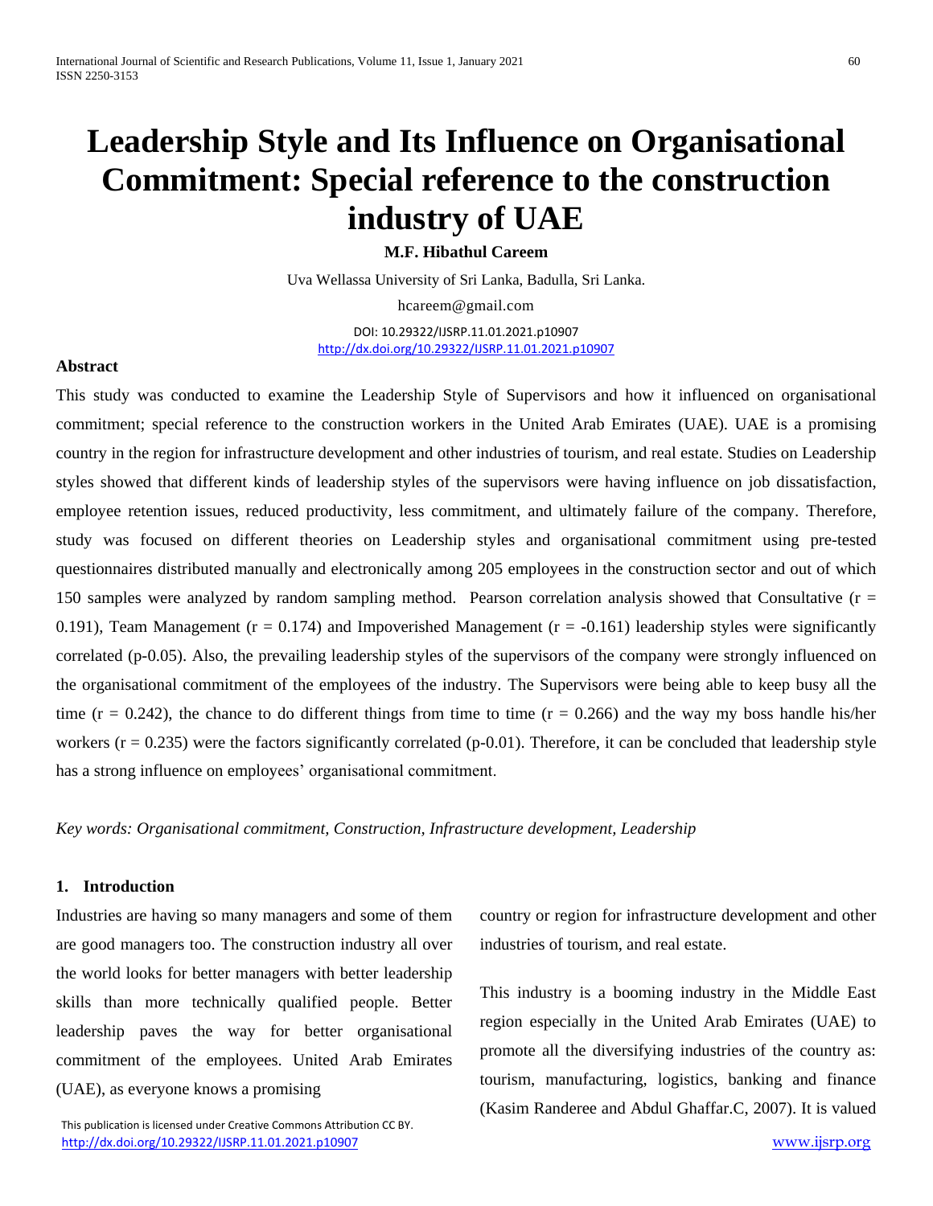# Leadership Style and Its Influence on Organisational Commitment: Special reference to the construction industry of UAE

**M.F. Hibathul Careem**

Uva Wellassa University of Sri Lanka, Badulla, Sri Lanka.

hcareem@gmail.com

DOI: 10.29322/IJSRP.11.01.2021.p10907
http://dx.doi.org/10.29322/IJSRP.11.01.2021.p10907

## Abstract

This study was conducted to examine the Leadership Style of Supervisors and how it influenced on organisational commitment; special reference to the construction workers in the United Arab Emirates (UAE). UAE is a promising country in the region for infrastructure development and other industries of tourism, and real estate. Studies on Leadership styles showed that different kinds of leadership styles of the supervisors were having influence on job dissatisfaction, employee retention issues, reduced productivity, less commitment, and ultimately failure of the company. Therefore, study was focused on different theories on Leadership styles and organisational commitment using pre-tested questionnaires distributed manually and electronically among 205 employees in the construction sector and out of which 150 samples were analyzed by random sampling method. Pearson correlation analysis showed that Consultative ($r = 0.191$), Team Management ($r = 0.174$) and Impoverished Management ($r = -0.161$) leadership styles were significantly correlated (p-0.05). Also, the prevailing leadership styles of the supervisors of the company were strongly influenced on the organisational commitment of the employees of the industry. The Supervisors were being able to keep busy all the time ($r = 0.242$), the chance to do different things from time to time ($r = 0.266$) and the way my boss handle his/her workers ($r = 0.235$) were the factors significantly correlated (p-0.01). Therefore, it can be concluded that leadership style has a strong influence on employees' organisational commitment.

*Key words: Organisational commitment, Construction, Infrastructure development, Leadership*

## 1. Introduction

Industries are having so many managers and some of them are good managers too. The construction industry all over the world looks for better managers with better leadership skills than more technically qualified people. Better leadership paves the way for better organisational commitment of the employees. United Arab Emirates (UAE), as everyone knows a promising country or region for infrastructure development and other industries of tourism, and real estate.

This industry is a booming industry in the Middle East region especially in the United Arab Emirates (UAE) to promote all the diversifying industries of the country as: tourism, manufacturing, logistics, banking and finance (Kasim Randeree and Abdul Ghaffar.C, 2007). It is valued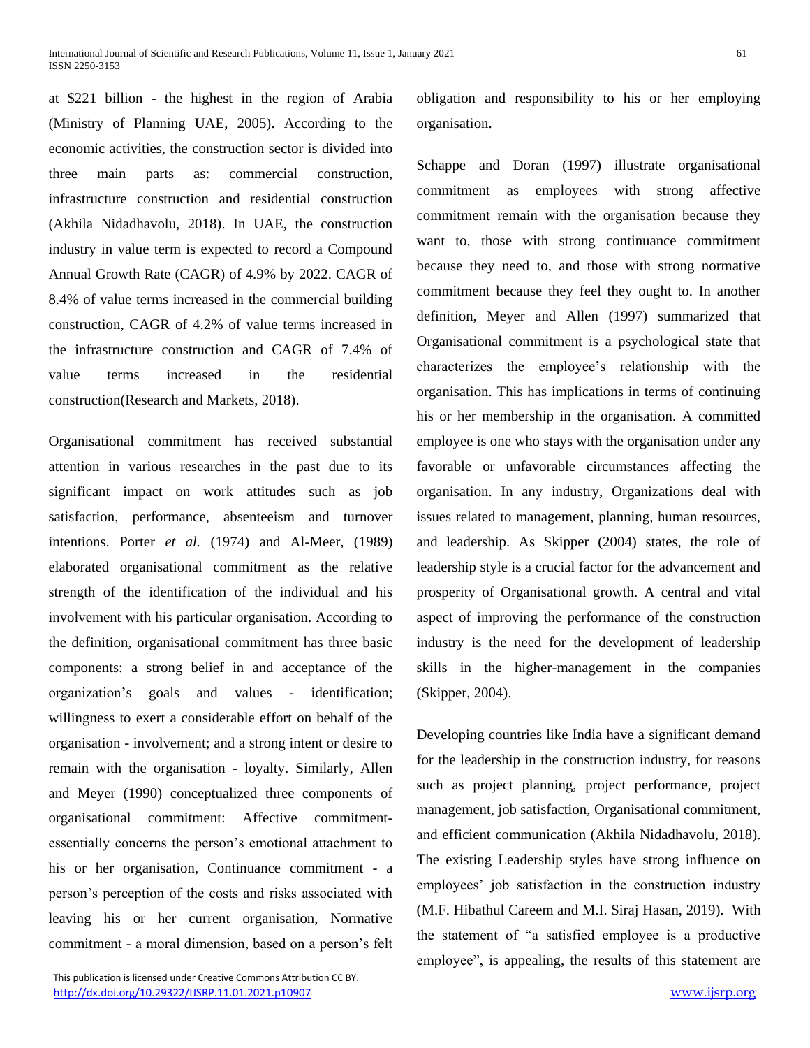at $221 billion - the highest in the region of Arabia (Ministry of Planning UAE, 2005). According to the economic activities, the construction sector is divided into three main parts as: commercial construction, infrastructure construction and residential construction (Akhila Nidadhavolu, 2018). In UAE, the construction industry in value term is expected to record a Compound Annual Growth Rate (CAGR) of 4.9% by 2022. CAGR of 8.4% of value terms increased in the commercial building construction, CAGR of 4.2% of value terms increased in the infrastructure construction and CAGR of 7.4% of value terms increased in the residential construction(Research and Markets, 2018).

Organisational commitment has received substantial attention in various researches in the past due to its significant impact on work attitudes such as job satisfaction, performance, absenteeism and turnover intentions. Porter *et al.* (1974) and Al-Meer, (1989) elaborated organisational commitment as the relative strength of the identification of the individual and his involvement with his particular organisation. According to the definition, organisational commitment has three basic components: a strong belief in and acceptance of the organization's goals and values - identification; willingness to exert a considerable effort on behalf of the organisation - involvement; and a strong intent or desire to remain with the organisation - loyalty. Similarly, Allen and Meyer (1990) conceptualized three components of organisational commitment: Affective commitment- essentially concerns the person's emotional attachment to his or her organisation, Continuance commitment - a person's perception of the costs and risks associated with leaving his or her current organisation, Normative commitment - a moral dimension, based on a person's felt obligation and responsibility to his or her employing organisation.

Schappe and Doran (1997) illustrate organisational commitment as employees with strong affective commitment remain with the organisation because they want to, those with strong continuance commitment because they need to, and those with strong normative commitment because they feel they ought to. In another definition, Meyer and Allen (1997) summarized that Organisational commitment is a psychological state that characterizes the employee's relationship with the organisation. This has implications in terms of continuing his or her membership in the organisation. A committed employee is one who stays with the organisation under any favorable or unfavorable circumstances affecting the organisation. In any industry, Organizations deal with issues related to management, planning, human resources, and leadership. As Skipper (2004) states, the role of leadership style is a crucial factor for the advancement and prosperity of Organisational growth. A central and vital aspect of improving the performance of the construction industry is the need for the development of leadership skills in the higher-management in the companies (Skipper, 2004).

Developing countries like India have a significant demand for the leadership in the construction industry, for reasons such as project planning, project performance, project management, job satisfaction, Organisational commitment, and efficient communication (Akhila Nidadhavolu, 2018). The existing Leadership styles have strong influence on employees' job satisfaction in the construction industry (M.F. Hibathul Careem and M.I. Siraj Hasan, 2019). With the statement of "a satisfied employee is a productive employee", is appealing, the results of this statement are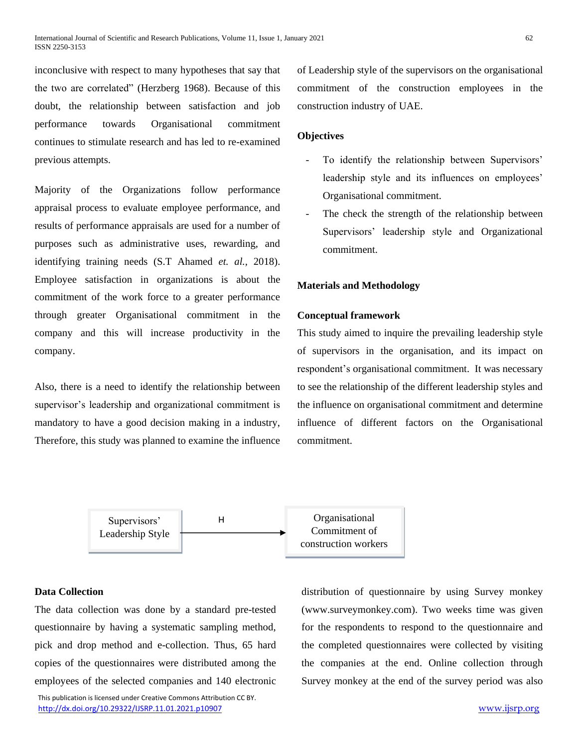inconclusive with respect to many hypotheses that say that the two are correlated" (Herzberg 1968). Because of this doubt, the relationship between satisfaction and job performance towards Organisational commitment continues to stimulate research and has led to re-examined previous attempts.

Majority of the Organizations follow performance appraisal process to evaluate employee performance, and results of performance appraisals are used for a number of purposes such as administrative uses, rewarding, and identifying training needs (S.T Ahamed *et. al.*, 2018). Employee satisfaction in organizations is about the commitment of the work force to a greater performance through greater Organisational commitment in the company and this will increase productivity in the company.

Also, there is a need to identify the relationship between supervisor's leadership and organizational commitment is mandatory to have a good decision making in a industry, Therefore, this study was planned to examine the influence of Leadership style of the supervisors on the organisational commitment of the construction employees in the construction industry of UAE.

**Objectives**

- To identify the relationship between Supervisors' leadership style and its influences on employees' Organisational commitment.
- The check the strength of the relationship between Supervisors' leadership style and Organizational commitment.

**Materials and Methodology**

**Conceptual framework**

This study aimed to inquire the prevailing leadership style of supervisors in the organisation, and its impact on respondent's organisational commitment. It was necessary to see the relationship of the different leadership styles and the influence on organisational commitment and determine influence of different factors on the Organisational commitment.

Supervisors' Leadership Style —H→ Organisational Commitment of construction workers

**Data Collection**

The data collection was done by a standard pre-tested questionnaire by having a systematic sampling method, pick and drop method and e-collection. Thus, 65 hard copies of the questionnaires were distributed among the employees of the selected companies and 140 electronic distribution of questionnaire by using Survey monkey (www.surveymonkey.com). Two weeks time was given for the respondents to respond to the questionnaire and the completed questionnaires were collected by visiting the companies at the end. Online collection through Survey monkey at the end of the survey period was also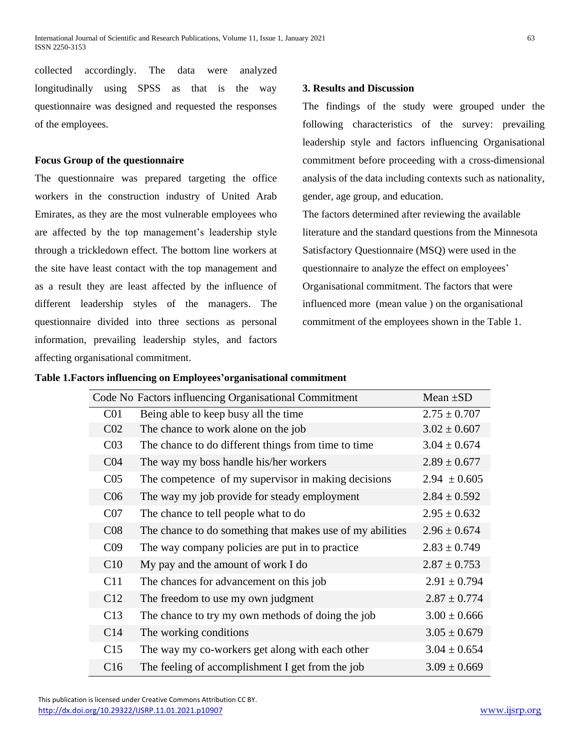collected accordingly. The data were analyzed longitudinally using SPSS as that is the way questionnaire was designed and requested the responses of the employees.

**Focus Group of the questionnaire**

The questionnaire was prepared targeting the office workers in the construction industry of United Arab Emirates, as they are the most vulnerable employees who are affected by the top management's leadership style through a trickledown effect. The bottom line workers at the site have least contact with the top management and as a result they are least affected by the influence of different leadership styles of the managers. The questionnaire divided into three sections as personal information, prevailing leadership styles, and factors affecting organisational commitment.

### 3. Results and Discussion

The findings of the study were grouped under the following characteristics of the survey: prevailing leadership style and factors influencing Organisational commitment before proceeding with a cross-dimensional analysis of the data including contexts such as nationality, gender, age group, and education.

The factors determined after reviewing the available literature and the standard questions from the Minnesota Satisfactory Questionnaire (MSQ) were used in the questionnaire to analyze the effect on employees' Organisational commitment. The factors that were influenced more (mean value ) on the organisational commitment of the employees shown in the Table 1.

**Table 1.Factors influencing on Employees'organisational commitment**

| Code No | Factors influencing Organisational Commitment | Mean ±SD |
|---|---|---|
| C01 | Being able to keep busy all the time | 2.75 ± 0.707 |
| C02 | The chance to work alone on the job | 3.02 ± 0.607 |
| C03 | The chance to do different things from time to time | 3.04 ± 0.674 |
| C04 | The way my boss handle his/her workers | 2.89 ± 0.677 |
| C05 | The competence of my supervisor in making decisions | 2.94 ± 0.605 |
| C06 | The way my job provide for steady employment | 2.84 ± 0.592 |
| C07 | The chance to tell people what to do | 2.95 ± 0.632 |
| C08 | The chance to do something that makes use of my abilities | 2.96 ± 0.674 |
| C09 | The way company policies are put in to practice | 2.83 ± 0.749 |
| C10 | My pay and the amount of work I do | 2.87 ± 0.753 |
| C11 | The chances for advancement on this job | 2.91 ± 0.794 |
| C12 | The freedom to use my own judgment | 2.87 ± 0.774 |
| C13 | The chance to try my own methods of doing the job | 3.00 ± 0.666 |
| C14 | The working conditions | 3.05 ± 0.679 |
| C15 | The way my co-workers get along with each other | 3.04 ± 0.654 |
| C16 | The feeling of accomplishment I get from the job | 3.09 ± 0.669 |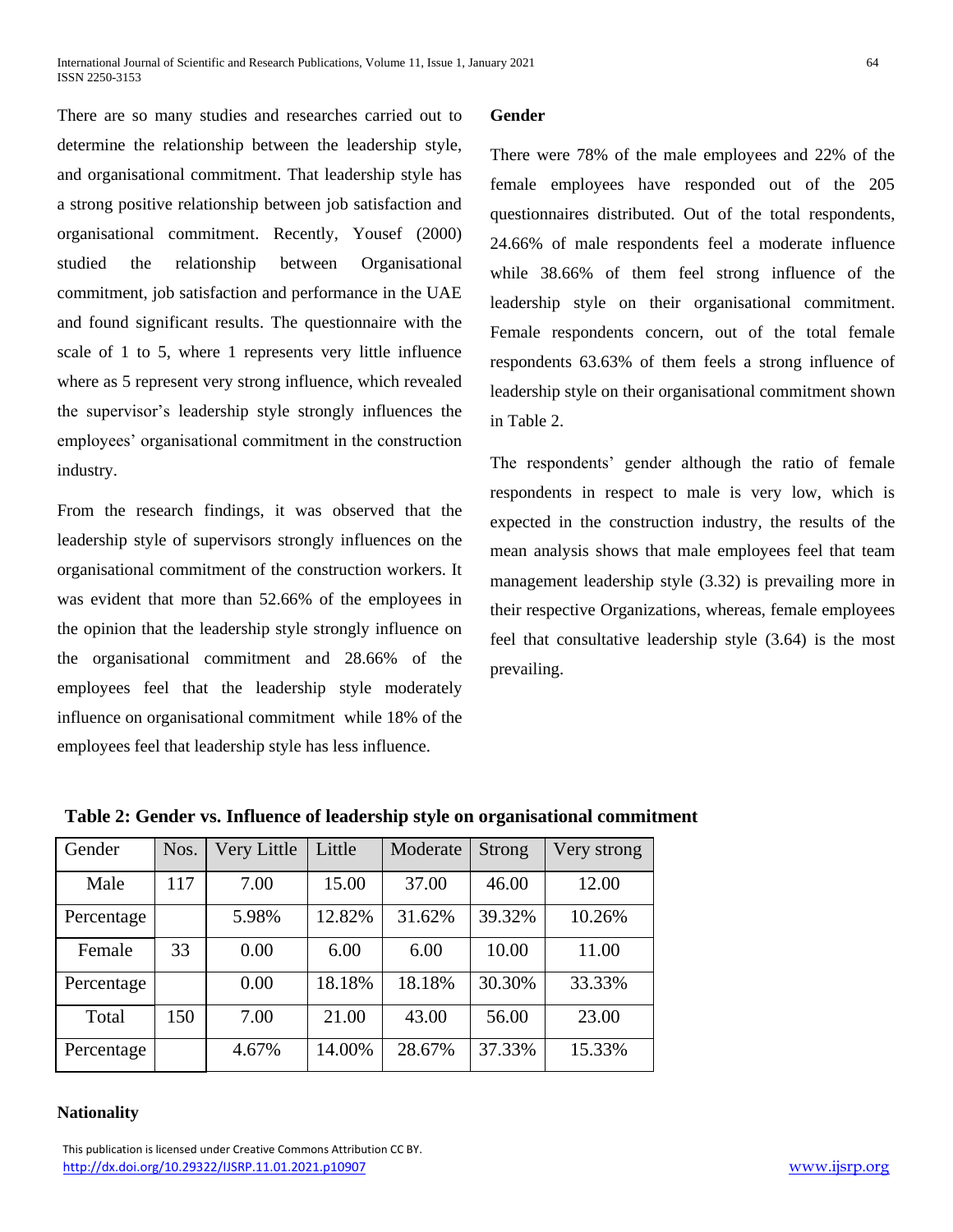There are so many studies and researches carried out to determine the relationship between the leadership style, and organisational commitment. That leadership style has a strong positive relationship between job satisfaction and organisational commitment. Recently, Yousef (2000) studied the relationship between Organisational commitment, job satisfaction and performance in the UAE and found significant results. The questionnaire with the scale of 1 to 5, where 1 represents very little influence where as 5 represent very strong influence, which revealed the supervisor's leadership style strongly influences the employees' organisational commitment in the construction industry.

From the research findings, it was observed that the leadership style of supervisors strongly influences on the organisational commitment of the construction workers. It was evident that more than 52.66% of the employees in the opinion that the leadership style strongly influence on the organisational commitment and 28.66% of the employees feel that the leadership style moderately influence on organisational commitment while 18% of the employees feel that leadership style has less influence.

**Gender**

There were 78% of the male employees and 22% of the female employees have responded out of the 205 questionnaires distributed. Out of the total respondents, 24.66% of male respondents feel a moderate influence while 38.66% of them feel strong influence of the leadership style on their organisational commitment. Female respondents concern, out of the total female respondents 63.63% of them feels a strong influence of leadership style on their organisational commitment shown in Table 2.

The respondents' gender although the ratio of female respondents in respect to male is very low, which is expected in the construction industry, the results of the mean analysis shows that male employees feel that team management leadership style (3.32) is prevailing more in their respective Organizations, whereas, female employees feel that consultative leadership style (3.64) is the most prevailing.

**Table 2: Gender vs. Influence of leadership style on organisational commitment**

| Gender | Nos. | Very Little | Little | Moderate | Strong | Very strong |
|---|---|---|---|---|---|---|
| Male | 117 | 7.00 | 15.00 | 37.00 | 46.00 | 12.00 |
| Percentage | | 5.98% | 12.82% | 31.62% | 39.32% | 10.26% |
| Female | 33 | 0.00 | 6.00 | 6.00 | 10.00 | 11.00 |
| Percentage | | 0.00 | 18.18% | 18.18% | 30.30% | 33.33% |
| Total | 150 | 7.00 | 21.00 | 43.00 | 56.00 | 23.00 |
| Percentage | | 4.67% | 14.00% | 28.67% | 37.33% | 15.33% |

**Nationality**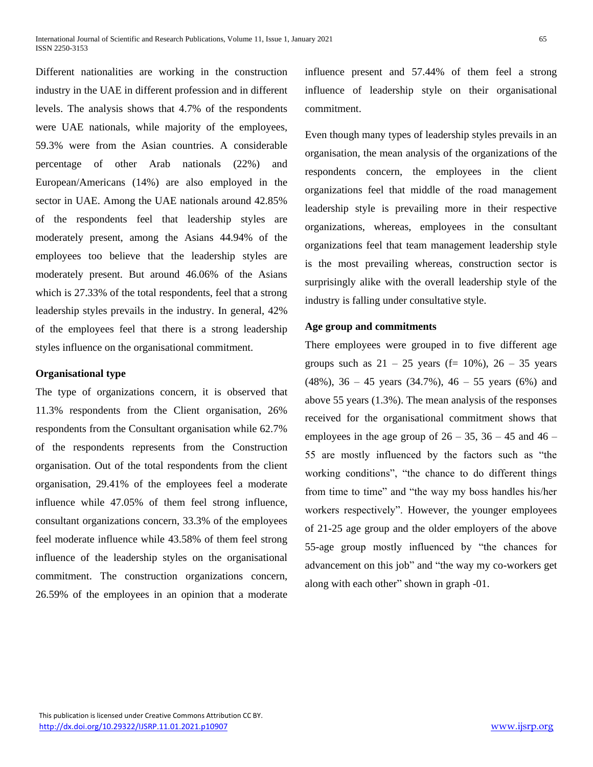Different nationalities are working in the construction industry in the UAE in different profession and in different levels. The analysis shows that 4.7% of the respondents were UAE nationals, while majority of the employees, 59.3% were from the Asian countries. A considerable percentage of other Arab nationals (22%) and European/Americans (14%) are also employed in the sector in UAE. Among the UAE nationals around 42.85% of the respondents feel that leadership styles are moderately present, among the Asians 44.94% of the employees too believe that the leadership styles are moderately present. But around 46.06% of the Asians which is 27.33% of the total respondents, feel that a strong leadership styles prevails in the industry. In general, 42% of the employees feel that there is a strong leadership styles influence on the organisational commitment.

**Organisational type**

The type of organizations concern, it is observed that 11.3% respondents from the Client organisation, 26% respondents from the Consultant organisation while 62.7% of the respondents represents from the Construction organisation. Out of the total respondents from the client organisation, 29.41% of the employees feel a moderate influence while 47.05% of them feel strong influence, consultant organizations concern, 33.3% of the employees feel moderate influence while 43.58% of them feel strong influence of the leadership styles on the organisational commitment. The construction organizations concern, 26.59% of the employees in an opinion that a moderate influence present and 57.44% of them feel a strong influence of leadership style on their organisational commitment.

Even though many types of leadership styles prevails in an organisation, the mean analysis of the organizations of the respondents concern, the employees in the client organizations feel that middle of the road management leadership style is prevailing more in their respective organizations, whereas, employees in the consultant organizations feel that team management leadership style is the most prevailing whereas, construction sector is surprisingly alike with the overall leadership style of the industry is falling under consultative style.

**Age group and commitments**

There employees were grouped in to five different age groups such as 21 – 25 years (f= 10%), 26 – 35 years (48%), 36 – 45 years (34.7%), 46 – 55 years (6%) and above 55 years (1.3%). The mean analysis of the responses received for the organisational commitment shows that employees in the age group of 26 – 35, 36 – 45 and 46 – 55 are mostly influenced by the factors such as "the working conditions", "the chance to do different things from time to time" and "the way my boss handles his/her workers respectively". However, the younger employees of 21-25 age group and the older employers of the above 55-age group mostly influenced by "the chances for advancement on this job" and "the way my co-workers get along with each other" shown in graph -01.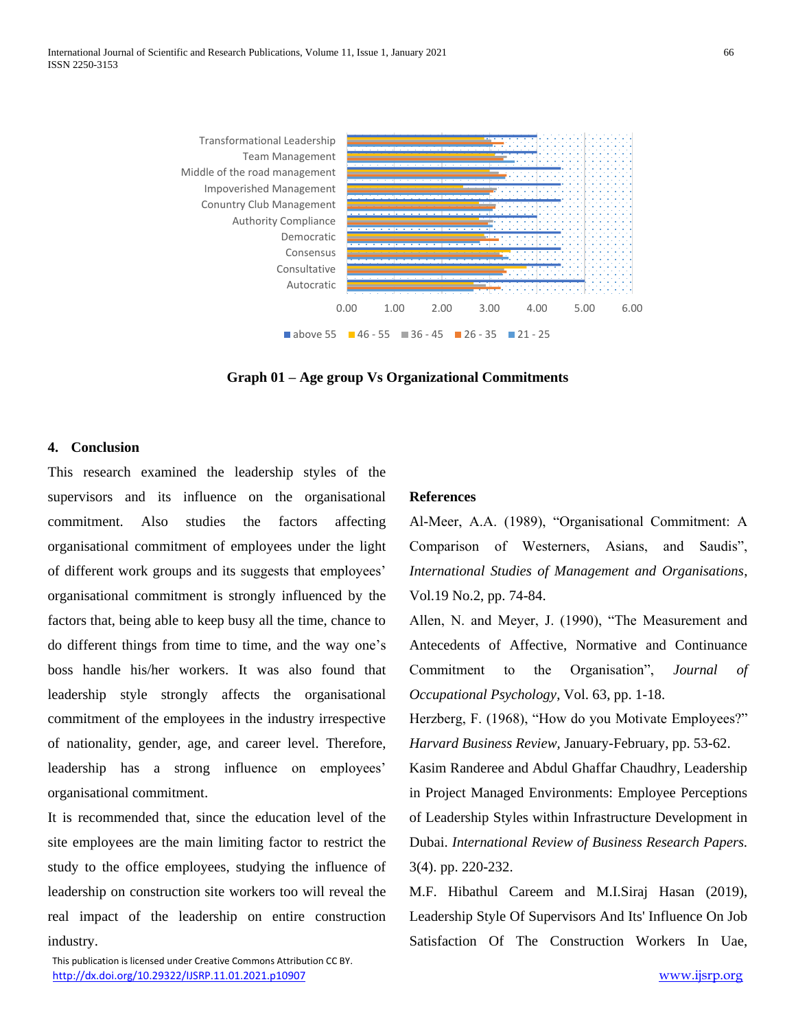Graph 01 – Age group Vs Organizational Commitments

## 4. Conclusion

This research examined the leadership styles of the supervisors and its influence on the organisational commitment. Also studies the factors affecting organisational commitment of employees under the light of different work groups and its suggests that employees' organisational commitment is strongly influenced by the factors that, being able to keep busy all the time, chance to do different things from time to time, and the way one's boss handle his/her workers. It was also found that leadership style strongly affects the organisational commitment of the employees in the industry irrespective of nationality, gender, age, and career level. Therefore, leadership has a strong influence on employees' organisational commitment.

It is recommended that, since the education level of the site employees are the main limiting factor to restrict the study to the office employees, studying the influence of leadership on construction site workers too will reveal the real impact of the leadership on entire construction industry.

## References

Al-Meer, A.A. (1989), "Organisational Commitment: A Comparison of Westerners, Asians, and Saudis", *International Studies of Management and Organisations*, Vol.19 No.2, pp. 74-84.

Allen, N. and Meyer, J. (1990), "The Measurement and Antecedents of Affective, Normative and Continuance Commitment to the Organisation", *Journal of Occupational Psychology*, Vol. 63, pp. 1-18.

Herzberg, F. (1968), "How do you Motivate Employees?" *Harvard Business Review*, January-February, pp. 53-62.

Kasim Randeree and Abdul Ghaffar Chaudhry, Leadership in Project Managed Environments: Employee Perceptions of Leadership Styles within Infrastructure Development in Dubai. *International Review of Business Research Papers.* 3(4). pp. 220-232.

M.F. Hibathul Careem and M.I.Siraj Hasan (2019), Leadership Style Of Supervisors And Its' Influence On Job Satisfaction Of The Construction Workers In Uae,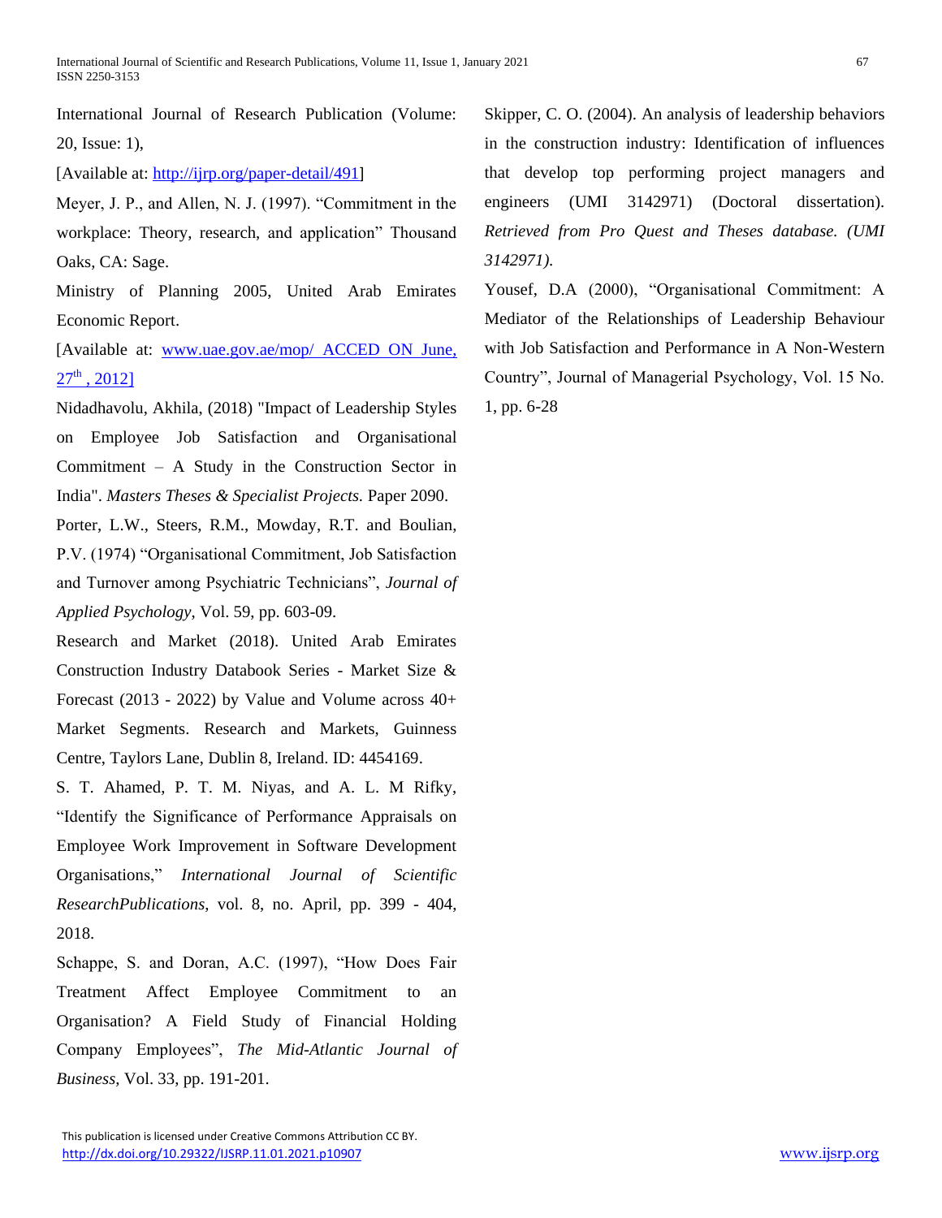International Journal of Research Publication (Volume: 20, Issue: 1),

[Available at: http://ijrp.org/paper-detail/491]

Meyer, J. P., and Allen, N. J. (1997). "Commitment in the workplace: Theory, research, and application" Thousand Oaks, CA: Sage.

Ministry of Planning 2005, United Arab Emirates Economic Report.

[Available at: www.uae.gov.ae/mop/ ACCED ON June, 27th , 2012]

Nidadhavolu, Akhila, (2018) "Impact of Leadership Styles on Employee Job Satisfaction and Organisational Commitment – A Study in the Construction Sector in India". *Masters Theses & Specialist Projects.* Paper 2090.

Porter, L.W., Steers, R.M., Mowday, R.T. and Boulian, P.V. (1974) "Organisational Commitment, Job Satisfaction and Turnover among Psychiatric Technicians", *Journal of Applied Psychology*, Vol. 59, pp. 603-09.

Research and Market (2018). United Arab Emirates Construction Industry Databook Series - Market Size & Forecast (2013 - 2022) by Value and Volume across 40+ Market Segments. Research and Markets, Guinness Centre, Taylors Lane, Dublin 8, Ireland. ID: 4454169.

S. T. Ahamed, P. T. M. Niyas, and A. L. M Rifky, "Identify the Significance of Performance Appraisals on Employee Work Improvement in Software Development Organisations," *International Journal of Scientific ResearchPublications*, vol. 8, no. April, pp. 399 - 404, 2018.

Schappe, S. and Doran, A.C. (1997), "How Does Fair Treatment Affect Employee Commitment to an Organisation? A Field Study of Financial Holding Company Employees", *The Mid-Atlantic Journal of Business*, Vol. 33, pp. 191-201.

Skipper, C. O. (2004). An analysis of leadership behaviors in the construction industry: Identification of influences that develop top performing project managers and engineers (UMI 3142971) (Doctoral dissertation). *Retrieved from Pro Quest and Theses database. (UMI 3142971).*

Yousef, D.A (2000), "Organisational Commitment: A Mediator of the Relationships of Leadership Behaviour with Job Satisfaction and Performance in A Non-Western Country", Journal of Managerial Psychology, Vol. 15 No. 1, pp. 6-28